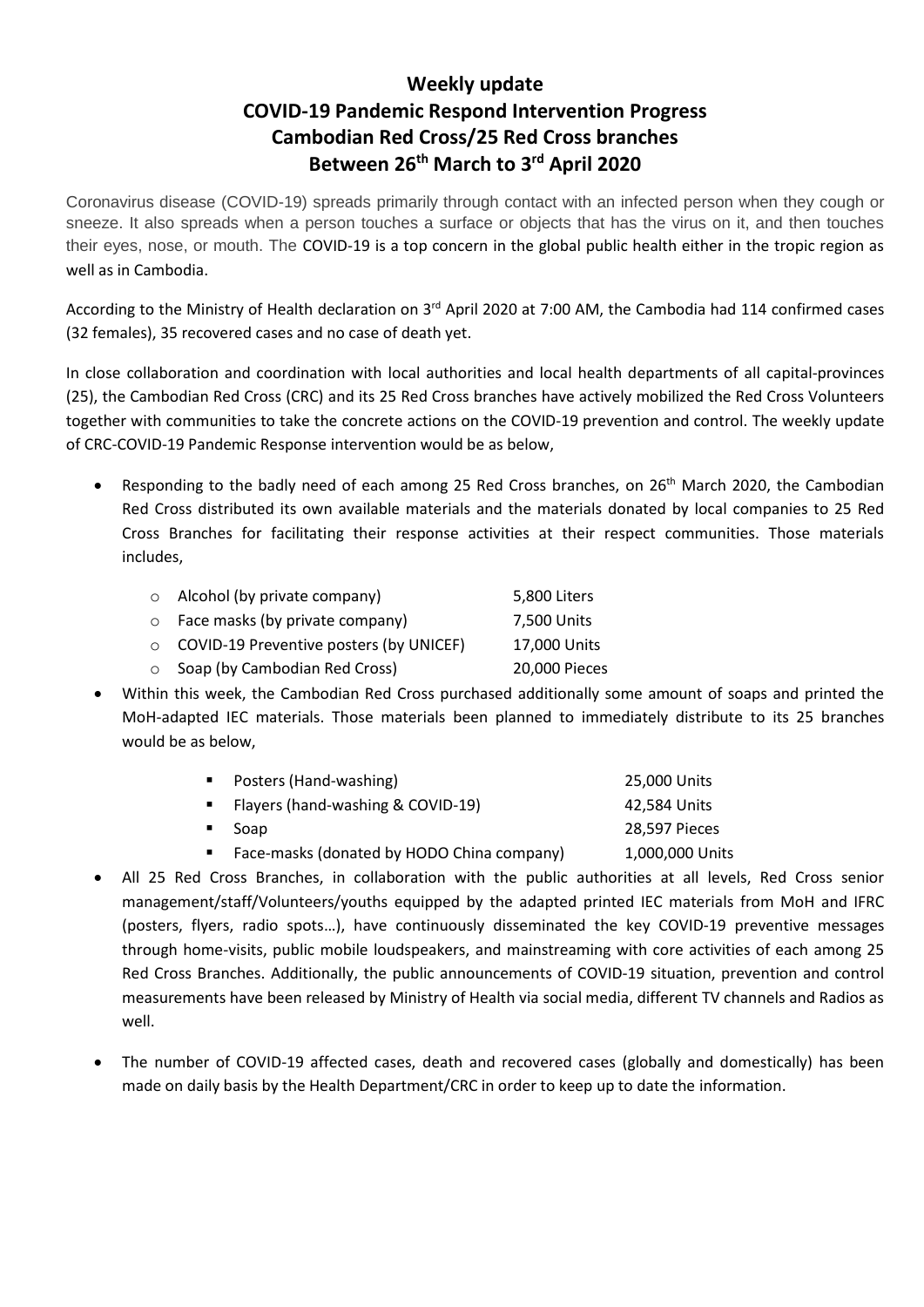# Weekly update
# COVID-19 Pandemic Respond Intervention Progress
# Cambodian Red Cross/25 Red Cross branches
# Between 26th March to 3rd April 2020

Coronavirus disease (COVID-19) spreads primarily through contact with an infected person when they cough or sneeze. It also spreads when a person touches a surface or objects that has the virus on it, and then touches their eyes, nose, or mouth. The COVID-19 is a top concern in the global public health either in the tropic region as well as in Cambodia.

According to the Ministry of Health declaration on 3rd April 2020 at 7:00 AM, the Cambodia had 114 confirmed cases (32 females), 35 recovered cases and no case of death yet.

In close collaboration and coordination with local authorities and local health departments of all capital-provinces (25), the Cambodian Red Cross (CRC) and its 25 Red Cross branches have actively mobilized the Red Cross Volunteers together with communities to take the concrete actions on the COVID-19 prevention and control. The weekly update of CRC-COVID-19 Pandemic Response intervention would be as below,

- Responding to the badly need of each among 25 Red Cross branches, on 26th March 2020, the Cambodian Red Cross distributed its own available materials and the materials donated by local companies to 25 Red Cross Branches for facilitating their response activities at their respect communities. Those materials includes,
  - Alcohol (by private company) 5,800 Liters
  - Face masks (by private company) 7,500 Units
  - COVID-19 Preventive posters (by UNICEF) 17,000 Units
  - Soap (by Cambodian Red Cross) 20,000 Pieces
- Within this week, the Cambodian Red Cross purchased additionally some amount of soaps and printed the MoH-adapted IEC materials. Those materials been planned to immediately distribute to its 25 branches would be as below,
  - Posters (Hand-washing) 25,000 Units
  - Flayers (hand-washing & COVID-19) 42,584 Units
  - Soap 28,597 Pieces
  - Face-masks (donated by HODO China company) 1,000,000 Units
- All 25 Red Cross Branches, in collaboration with the public authorities at all levels, Red Cross senior management/staff/Volunteers/youths equipped by the adapted printed IEC materials from MoH and IFRC (posters, flyers, radio spots…), have continuously disseminated the key COVID-19 preventive messages through home-visits, public mobile loudspeakers, and mainstreaming with core activities of each among 25 Red Cross Branches. Additionally, the public announcements of COVID-19 situation, prevention and control measurements have been released by Ministry of Health via social media, different TV channels and Radios as well.
- The number of COVID-19 affected cases, death and recovered cases (globally and domestically) has been made on daily basis by the Health Department/CRC in order to keep up to date the information.